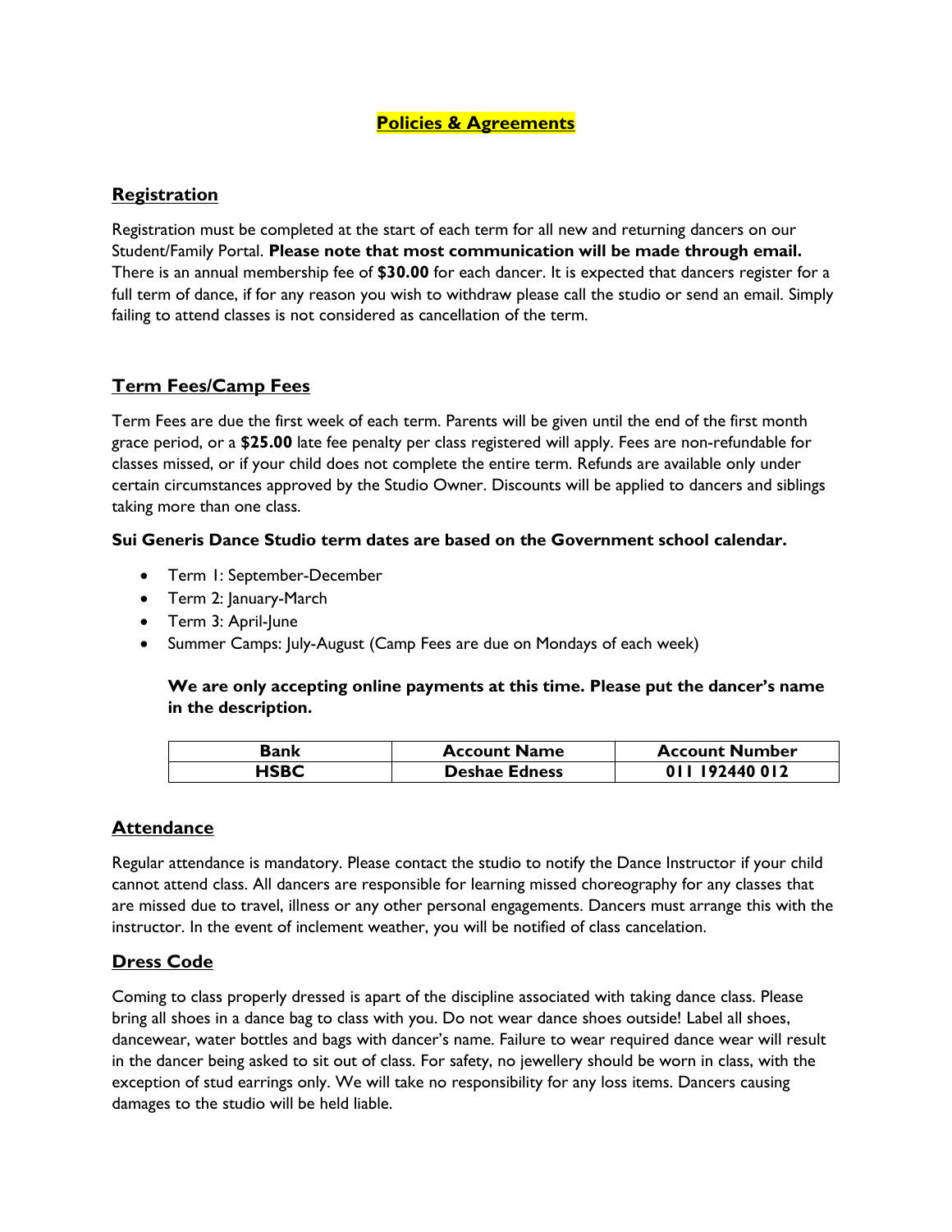# Policies & Agreements

## Registration

Registration must be completed at the start of each term for all new and returning dancers on our Student/Family Portal. **Please note that most communication will be made through email.** There is an annual membership fee of **$30.00** for each dancer. It is expected that dancers register for a full term of dance, if for any reason you wish to withdraw please call the studio or send an email. Simply failing to attend classes is not considered as cancellation of the term.

## Term Fees/Camp Fees

Term Fees are due the first week of each term. Parents will be given until the end of the first month grace period, or a **$25.00** late fee penalty per class registered will apply. Fees are non-refundable for classes missed, or if your child does not complete the entire term. Refunds are available only under certain circumstances approved by the Studio Owner. Discounts will be applied to dancers and siblings taking more than one class.

**Sui Generis Dance Studio term dates are based on the Government school calendar.**

- Term 1: September-December
- Term 2: January-March
- Term 3: April-June
- Summer Camps: July-August (Camp Fees are due on Mondays of each week)

**We are only accepting online payments at this time. Please put the dancer's name in the description.**

| Bank | Account Name | Account Number |
|---|---|---|
| **HSBC** | **Deshae Edness** | **011 192440 012** |

## Attendance

Regular attendance is mandatory. Please contact the studio to notify the Dance Instructor if your child cannot attend class. All dancers are responsible for learning missed choreography for any classes that are missed due to travel, illness or any other personal engagements. Dancers must arrange this with the instructor. In the event of inclement weather, you will be notified of class cancelation.

## Dress Code

Coming to class properly dressed is apart of the discipline associated with taking dance class. Please bring all shoes in a dance bag to class with you. Do not wear dance shoes outside! Label all shoes, dancewear, water bottles and bags with dancer's name. Failure to wear required dance wear will result in the dancer being asked to sit out of class. For safety, no jewellery should be worn in class, with the exception of stud earrings only. We will take no responsibility for any loss items. Dancers causing damages to the studio will be held liable.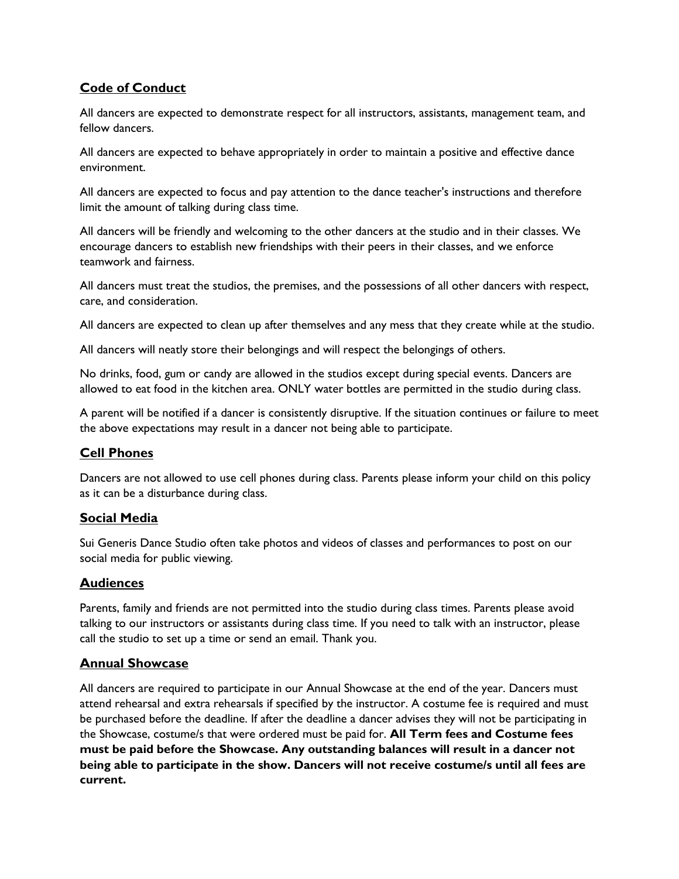## Code of Conduct

All dancers are expected to demonstrate respect for all instructors, assistants, management team, and fellow dancers.

All dancers are expected to behave appropriately in order to maintain a positive and effective dance environment.

All dancers are expected to focus and pay attention to the dance teacher's instructions and therefore limit the amount of talking during class time.

All dancers will be friendly and welcoming to the other dancers at the studio and in their classes. We encourage dancers to establish new friendships with their peers in their classes, and we enforce teamwork and fairness.

All dancers must treat the studios, the premises, and the possessions of all other dancers with respect, care, and consideration.

All dancers are expected to clean up after themselves and any mess that they create while at the studio.

All dancers will neatly store their belongings and will respect the belongings of others.

No drinks, food, gum or candy are allowed in the studios except during special events. Dancers are allowed to eat food in the kitchen area. ONLY water bottles are permitted in the studio during class.

A parent will be notified if a dancer is consistently disruptive. If the situation continues or failure to meet the above expectations may result in a dancer not being able to participate.

## Cell Phones

Dancers are not allowed to use cell phones during class. Parents please inform your child on this policy as it can be a disturbance during class.

## Social Media

Sui Generis Dance Studio often take photos and videos of classes and performances to post on our social media for public viewing.

## Audiences

Parents, family and friends are not permitted into the studio during class times. Parents please avoid talking to our instructors or assistants during class time. If you need to talk with an instructor, please call the studio to set up a time or send an email. Thank you.

## Annual Showcase

All dancers are required to participate in our Annual Showcase at the end of the year. Dancers must attend rehearsal and extra rehearsals if specified by the instructor. A costume fee is required and must be purchased before the deadline. If after the deadline a dancer advises they will not be participating in the Showcase, costume/s that were ordered must be paid for. **All Term fees and Costume fees must be paid before the Showcase. Any outstanding balances will result in a dancer not being able to participate in the show. Dancers will not receive costume/s until all fees are current.**